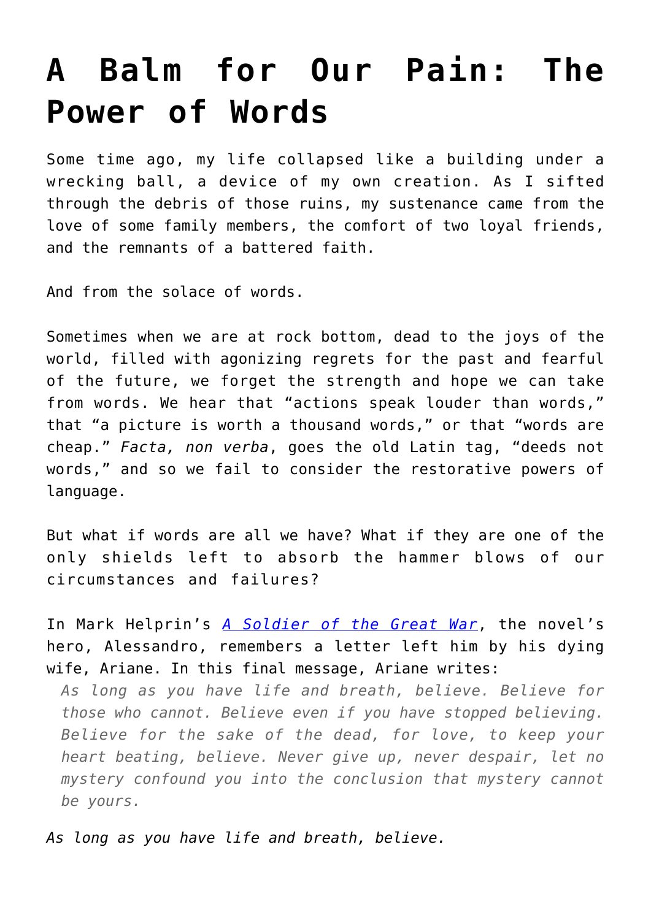# A Balm for Our Pain: The Power of Words

Some time ago, my life collapsed like a building under a wrecking ball, a device of my own creation. As I sifted through the debris of those ruins, my sustenance came from the love of some family members, the comfort of two loyal friends, and the remnants of a battered faith.

And from the solace of words.

Sometimes when we are at rock bottom, dead to the joys of the world, filled with agonizing regrets for the past and fearful of the future, we forget the strength and hope we can take from words. We hear that "actions speak louder than words," that "a picture is worth a thousand words," or that "words are cheap." *Facta, non verba*, goes the old Latin tag, "deeds not words," and so we fail to consider the restorative powers of language.

But what if words are all we have? What if they are one of the only shields left to absorb the hammer blows of our circumstances and failures?

In Mark Helprin's [*A Soldier of the Great War*](), the novel's hero, Alessandro, remembers a letter left him by his dying wife, Ariane. In this final message, Ariane writes:

> *As long as you have life and breath, believe. Believe for those who cannot. Believe even if you have stopped believing. Believe for the sake of the dead, for love, to keep your heart beating, believe. Never give up, never despair, let no mystery confound you into the conclusion that mystery cannot be yours.*

*As long as you have life and breath, believe.*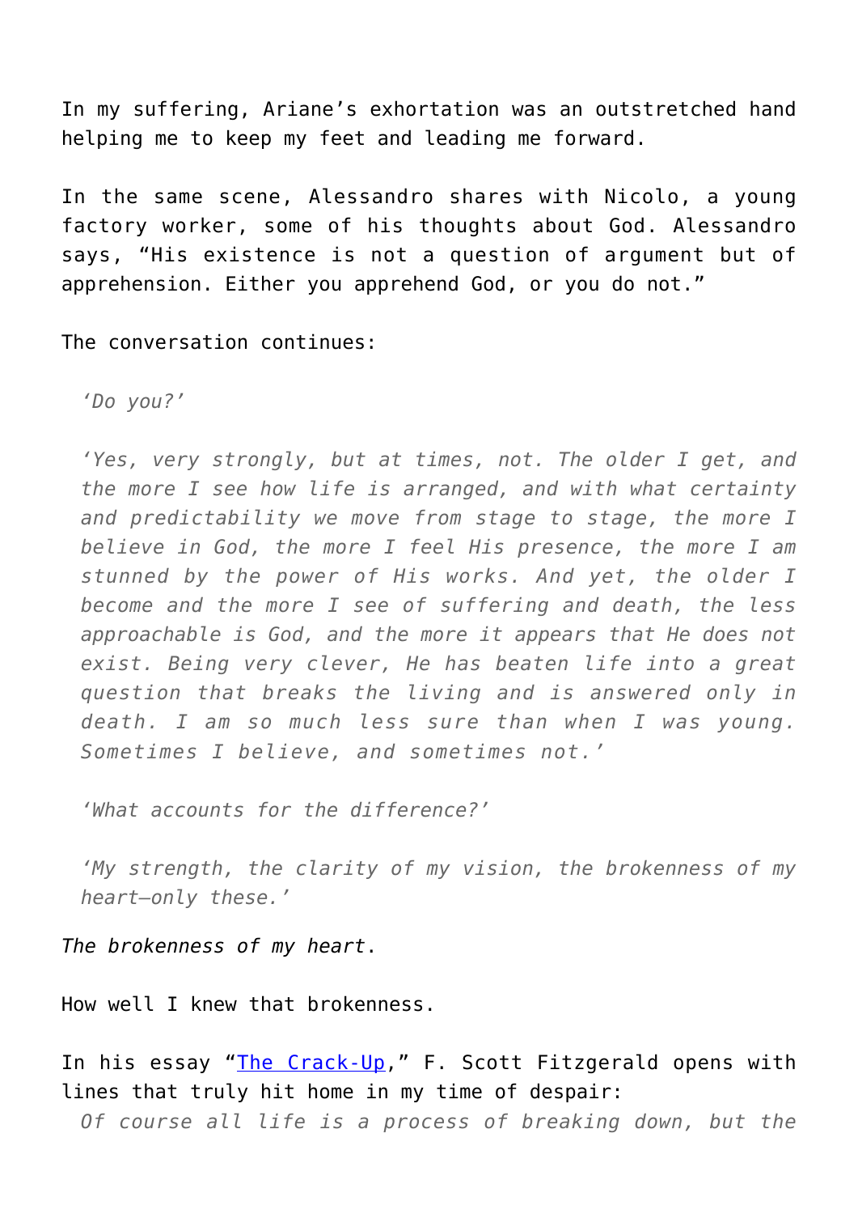In my suffering, Ariane's exhortation was an outstretched hand helping me to keep my feet and leading me forward.

In the same scene, Alessandro shares with Nicolo, a young factory worker, some of his thoughts about God. Alessandro says, "His existence is not a question of argument but of apprehension. Either you apprehend God, or you do not."

The conversation continues:

> *'Do you?'*
>
> *'Yes, very strongly, but at times, not. The older I get, and the more I see how life is arranged, and with what certainty and predictability we move from stage to stage, the more I believe in God, the more I feel His presence, the more I am stunned by the power of His works. And yet, the older I become and the more I see of suffering and death, the less approachable is God, and the more it appears that He does not exist. Being very clever, He has beaten life into a great question that breaks the living and is answered only in death. I am so much less sure than when I was young. Sometimes I believe, and sometimes not.'*
>
> *'What accounts for the difference?'*
>
> *'My strength, the clarity of my vision, the brokenness of my heart—only these.'*

*The brokenness of my heart*.

How well I knew that brokenness.

In his essay "[The Crack-Up](The Crack-Up)," F. Scott Fitzgerald opens with lines that truly hit home in my time of despair:

> *Of course all life is a process of breaking down, but the*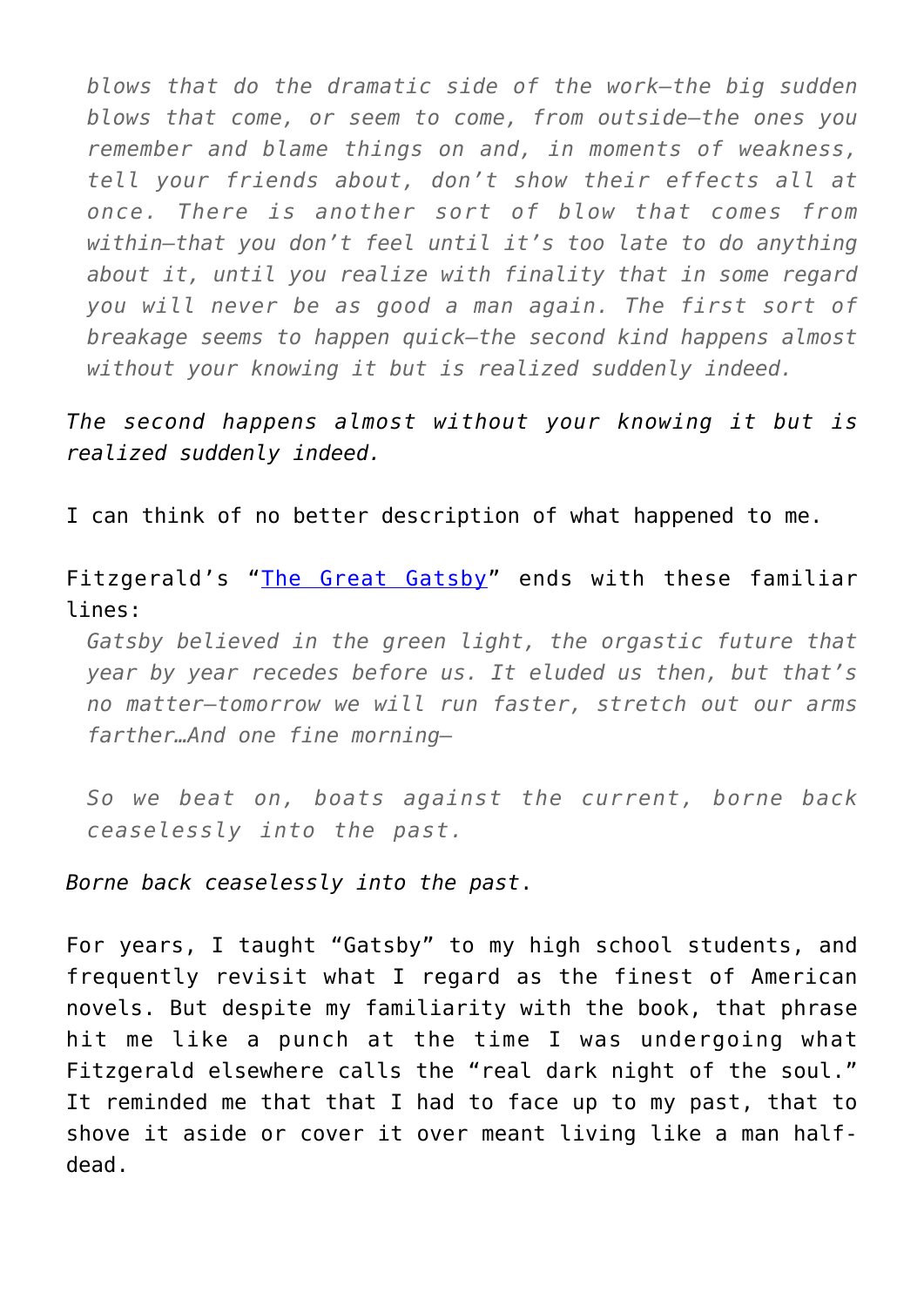> *blows that do the dramatic side of the work—the big sudden blows that come, or seem to come, from outside—the ones you remember and blame things on and, in moments of weakness, tell your friends about, don't show their effects all at once. There is another sort of blow that comes from within—that you don't feel until it's too late to do anything about it, until you realize with finality that in some regard you will never be as good a man again. The first sort of breakage seems to happen quick—the second kind happens almost without your knowing it but is realized suddenly indeed.*

*The second happens almost without your knowing it but is realized suddenly indeed.*

I can think of no better description of what happened to me.

Fitzgerald's "The Great Gatsby" ends with these familiar lines:

> *Gatsby believed in the green light, the orgastic future that year by year recedes before us. It eluded us then, but that's no matter—tomorrow we will run faster, stretch out our arms farther…And one fine morning—*
>
> *So we beat on, boats against the current, borne back ceaselessly into the past.*

*Borne back ceaselessly into the past.*

For years, I taught "Gatsby" to my high school students, and frequently revisit what I regard as the finest of American novels. But despite my familiarity with the book, that phrase hit me like a punch at the time I was undergoing what Fitzgerald elsewhere calls the "real dark night of the soul." It reminded me that that I had to face up to my past, that to shove it aside or cover it over meant living like a man half-dead.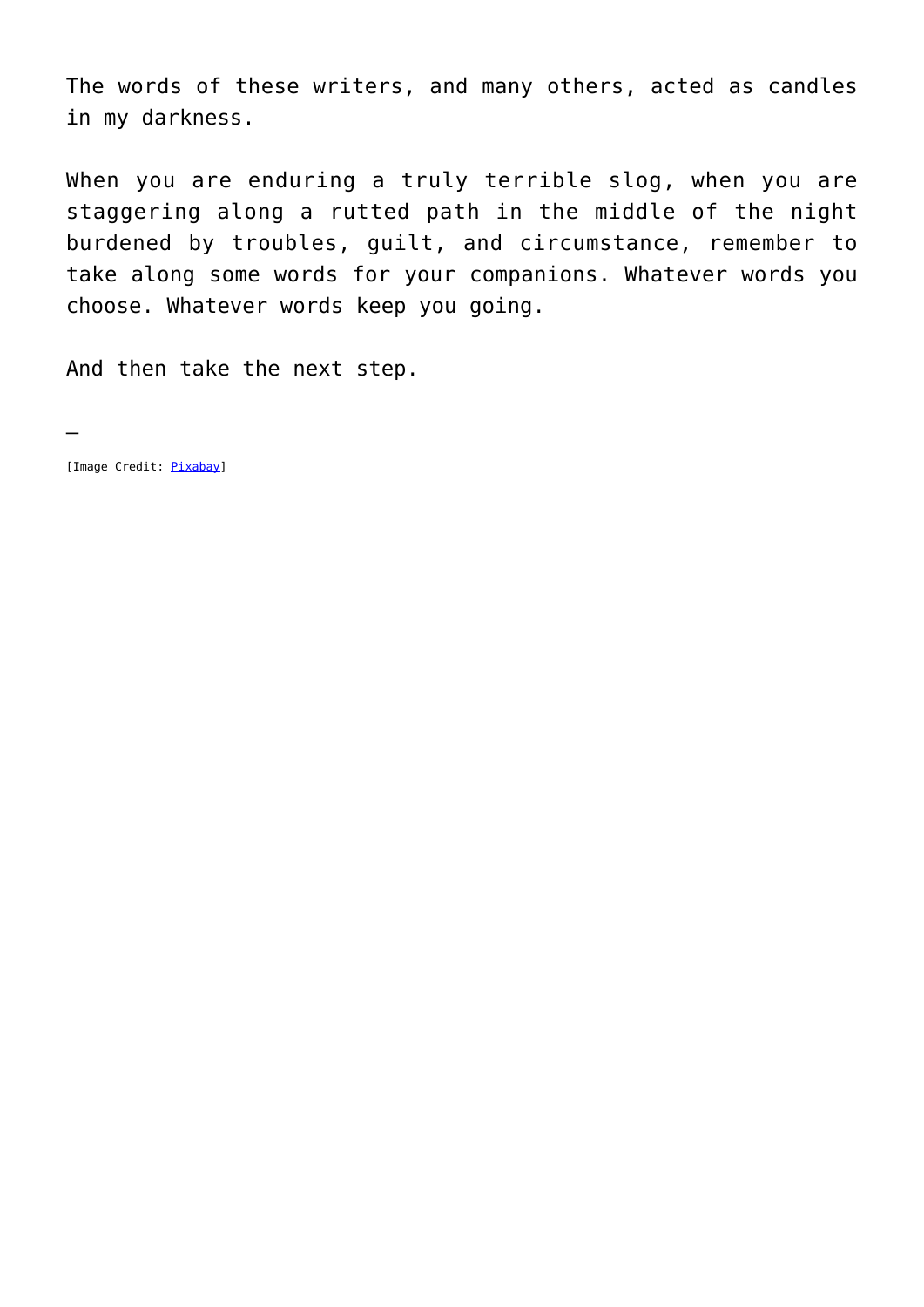The words of these writers, and many others, acted as candles in my darkness.

When you are enduring a truly terrible slog, when you are staggering along a rutted path in the middle of the night burdened by troubles, guilt, and circumstance, remember to take along some words for your companions. Whatever words you choose. Whatever words keep you going.

And then take the next step.

—

[Image Credit: Pixabay]